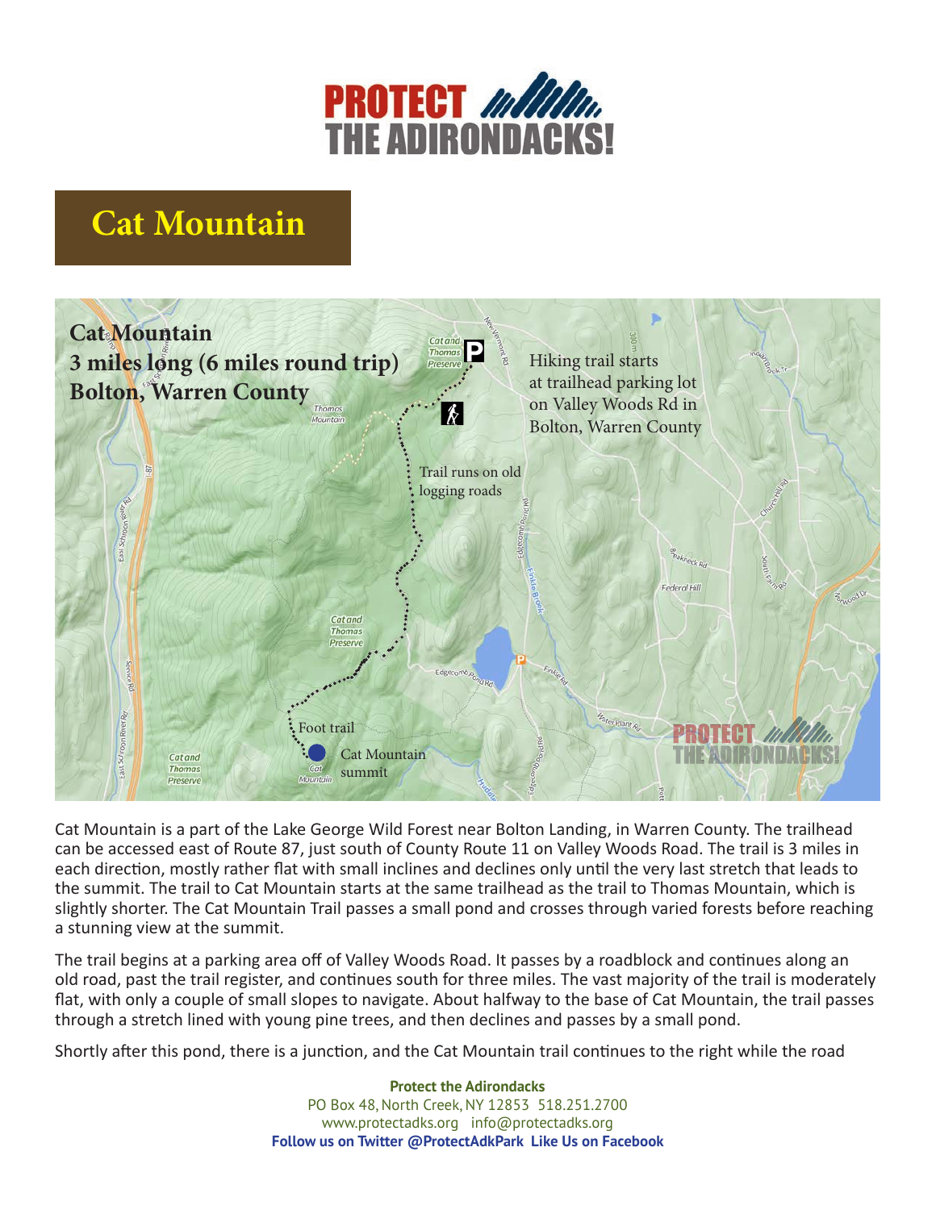# PROTECT THE ADIRONDACKS!

## Cat Mountain

**Cat Mountain**
**3 miles long (6 miles round trip)**
**Bolton, Warren County**

Hiking trail starts at trailhead parking lot on Valley Woods Rd in Bolton, Warren County

Trail runs on old logging roads

Foot trail

Cat Mountain summit

Cat Mountain is a part of the Lake George Wild Forest near Bolton Landing, in Warren County. The trailhead can be accessed east of Route 87, just south of County Route 11 on Valley Woods Road. The trail is 3 miles in each direction, mostly rather flat with small inclines and declines only until the very last stretch that leads to the summit. The trail to Cat Mountain starts at the same trailhead as the trail to Thomas Mountain, which is slightly shorter. The Cat Mountain Trail passes a small pond and crosses through varied forests before reaching a stunning view at the summit.

The trail begins at a parking area off of Valley Woods Road. It passes by a roadblock and continues along an old road, past the trail register, and continues south for three miles. The vast majority of the trail is moderately flat, with only a couple of small slopes to navigate. About halfway to the base of Cat Mountain, the trail passes through a stretch lined with young pine trees, and then declines and passes by a small pond.

Shortly after this pond, there is a junction, and the Cat Mountain trail continues to the right while the road

**Protect the Adirondacks**
PO Box 48, North Creek, NY 12853 518.251.2700
www.protectadks.org info@protectadks.org
**Follow us on Twitter @ProtectAdkPark Like Us on Facebook**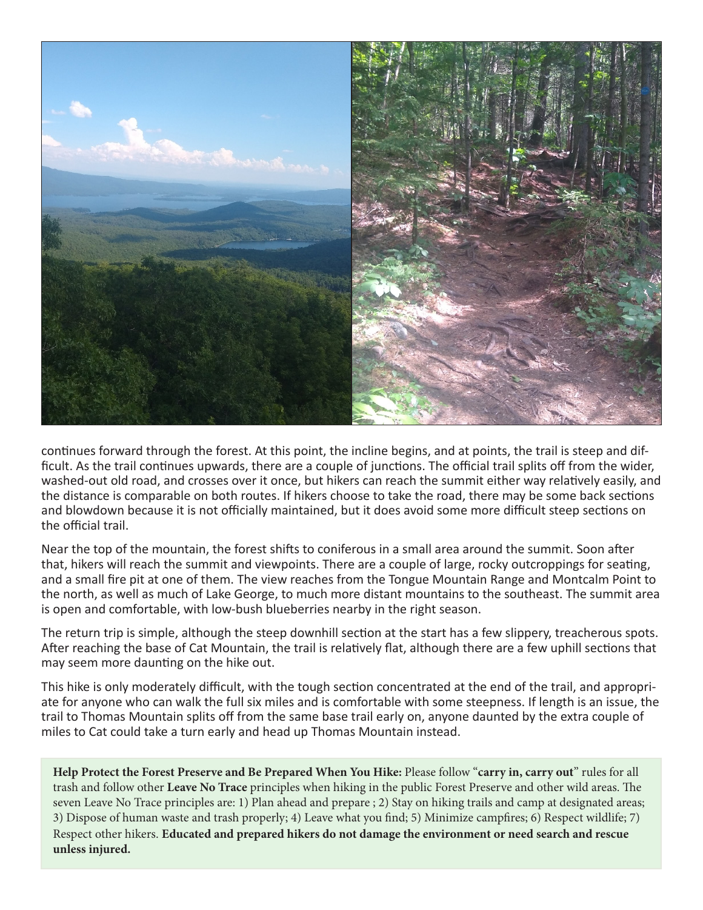continues forward through the forest. At this point, the incline begins, and at points, the trail is steep and difficult. As the trail continues upwards, there are a couple of junctions. The official trail splits off from the wider, washed-out old road, and crosses over it once, but hikers can reach the summit either way relatively easily, and the distance is comparable on both routes. If hikers choose to take the road, there may be some back sections and blowdown because it is not officially maintained, but it does avoid some more difficult steep sections on the official trail.

Near the top of the mountain, the forest shifts to coniferous in a small area around the summit. Soon after that, hikers will reach the summit and viewpoints. There are a couple of large, rocky outcroppings for seating, and a small fire pit at one of them. The view reaches from the Tongue Mountain Range and Montcalm Point to the north, as well as much of Lake George, to much more distant mountains to the southeast. The summit area is open and comfortable, with low-bush blueberries nearby in the right season.

The return trip is simple, although the steep downhill section at the start has a few slippery, treacherous spots. After reaching the base of Cat Mountain, the trail is relatively flat, although there are a few uphill sections that may seem more daunting on the hike out.

This hike is only moderately difficult, with the tough section concentrated at the end of the trail, and appropriate for anyone who can walk the full six miles and is comfortable with some steepness. If length is an issue, the trail to Thomas Mountain splits off from the same base trail early on, anyone daunted by the extra couple of miles to Cat could take a turn early and head up Thomas Mountain instead.

**Help Protect the Forest Preserve and Be Prepared When You Hike:** Please follow "**carry in, carry out**" rules for all trash and follow other **Leave No Trace** principles when hiking in the public Forest Preserve and other wild areas. The seven Leave No Trace principles are: 1) Plan ahead and prepare ; 2) Stay on hiking trails and camp at designated areas; 3) Dispose of human waste and trash properly; 4) Leave what you find; 5) Minimize campfires; 6) Respect wildlife; 7) Respect other hikers. **Educated and prepared hikers do not damage the environment or need search and rescue unless injured.**